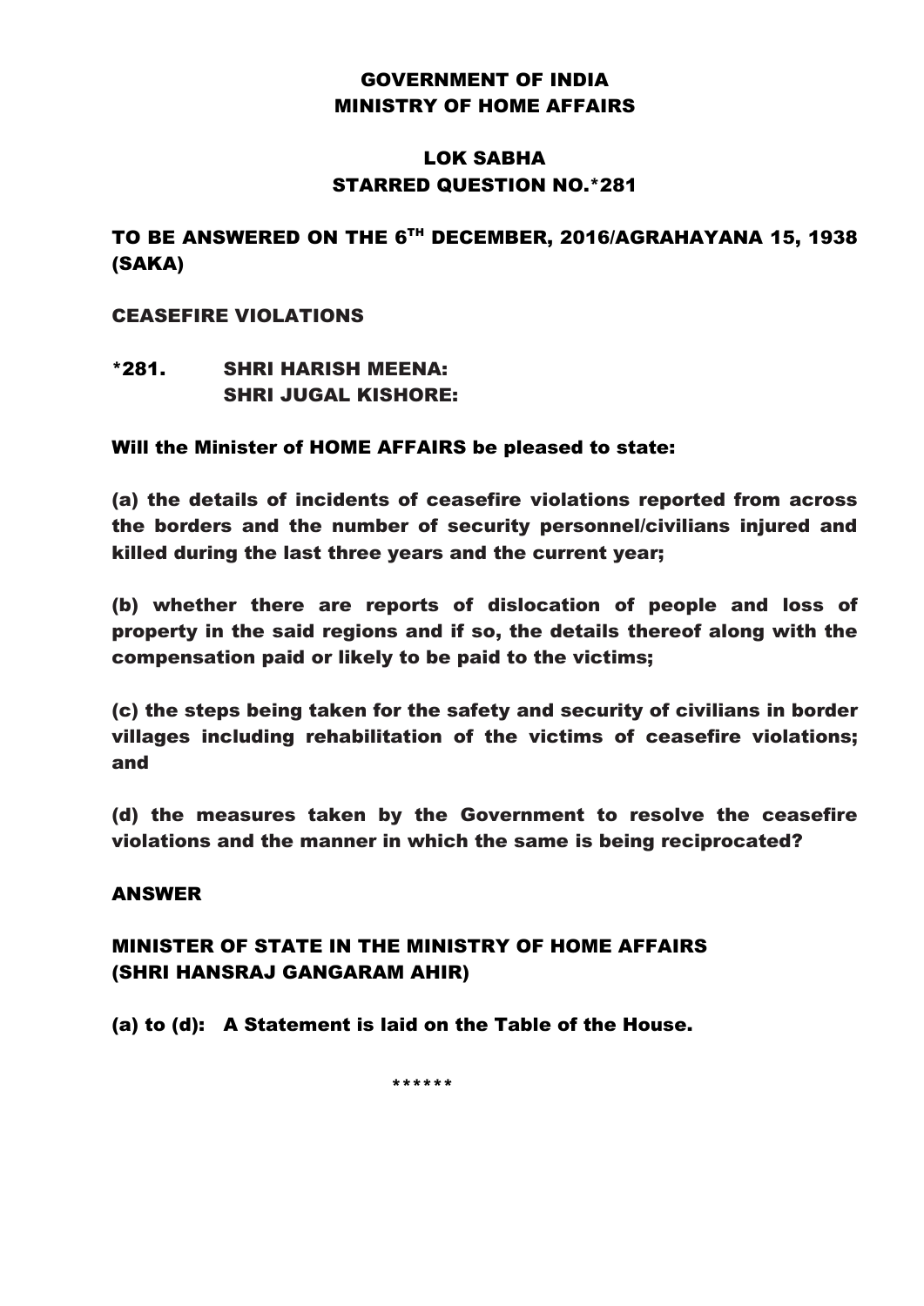**GOVERNMENT OF INDIA**
**MINISTRY OF HOME AFFAIRS**

**LOK SABHA**
**STARRED QUESTION NO.*281**

**TO BE ANSWERED ON THE 6TH DECEMBER, 2016/AGRAHAYANA 15, 1938 (SAKA)**

**CEASEFIRE VIOLATIONS**

**\*281. SHRI HARISH MEENA:**
**SHRI JUGAL KISHORE:**

**Will the Minister of HOME AFFAIRS be pleased to state:**

**(a) the details of incidents of ceasefire violations reported from across the borders and the number of security personnel/civilians injured and killed during the last three years and the current year;**

**(b) whether there are reports of dislocation of people and loss of property in the said regions and if so, the details thereof along with the compensation paid or likely to be paid to the victims;**

**(c) the steps being taken for the safety and security of civilians in border villages including rehabilitation of the victims of ceasefire violations; and**

**(d) the measures taken by the Government to resolve the ceasefire violations and the manner in which the same is being reciprocated?**

**ANSWER**

**MINISTER OF STATE IN THE MINISTRY OF HOME AFFAIRS**
**(SHRI HANSRAJ GANGARAM AHIR)**

**(a) to (d): A Statement is laid on the Table of the House.**

\*\*\*\*\*\*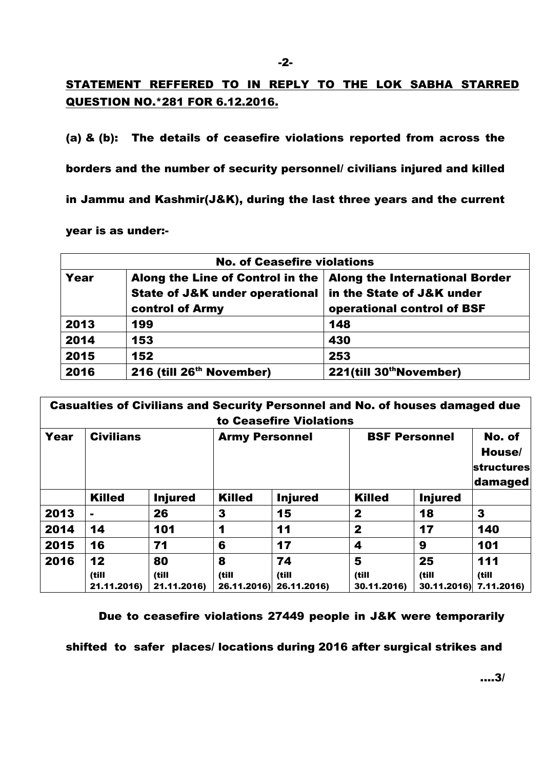**STATEMENT REFFERED TO IN REPLY TO THE LOK SABHA STARRED QUESTION NO.*281 FOR 6.12.2016.**

**(a) & (b):** The details of ceasefire violations reported from across the borders and the number of security personnel/ civilians injured and killed in Jammu and Kashmir(J&K), during the last three years and the current year is as under:-

| No. of Ceasefire violations | | |
|---|---|---|
| Year | Along the Line of Control in the State of J&K under operational control of Army | Along the International Border in the State of J&K under operational control of BSF |
| 2013 | 199 | 148 |
| 2014 | 153 | 430 |
| 2015 | 152 | 253 |
| 2016 | 216 (till 26th November) | 221(till 30thNovember) |

| Casualties of Civilians and Security Personnel and No. of houses damaged due to Ceasefire Violations | | | | | | | |
|---|---|---|---|---|---|---|---|
| Year | Civilians | | Army Personnel | | BSF Personnel | | No. of House/ structures damaged |
| | Killed | Injured | Killed | Injured | Killed | Injured | |
| 2013 | - | 26 | 3 | 15 | 2 | 18 | 3 |
| 2014 | 14 | 101 | 1 | 11 | 2 | 17 | 140 |
| 2015 | 16 | 71 | 6 | 17 | 4 | 9 | 101 |
| 2016 | 12 (till 21.11.2016) | 80 (till 21.11.2016) | 8 (till 26.11.2016) | 74 (till 26.11.2016) | 5 (till 30.11.2016) | 25 (till 30.11.2016) | 111 (till 7.11.2016) |

Due to ceasefire violations 27449 people in J&K were temporarily shifted to safer places/ locations during 2016 after surgical strikes and

....3/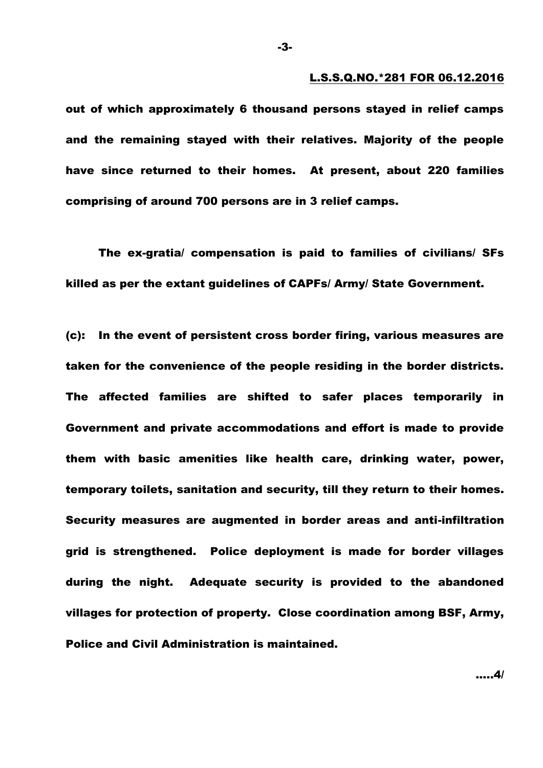out of which approximately 6 thousand persons stayed in relief camps and the remaining stayed with their relatives. Majority of the people have since returned to their homes. At present, about 220 families comprising of around 700 persons are in 3 relief camps.

The ex-gratia/ compensation is paid to families of civilians/ SFs killed as per the extant guidelines of CAPFs/ Army/ State Government.

(c): In the event of persistent cross border firing, various measures are taken for the convenience of the people residing in the border districts. The affected families are shifted to safer places temporarily in Government and private accommodations and effort is made to provide them with basic amenities like health care, drinking water, power, temporary toilets, sanitation and security, till they return to their homes. Security measures are augmented in border areas and anti-infiltration grid is strengthened. Police deployment is made for border villages during the night. Adequate security is provided to the abandoned villages for protection of property. Close coordination among BSF, Army, Police and Civil Administration is maintained.

.....4/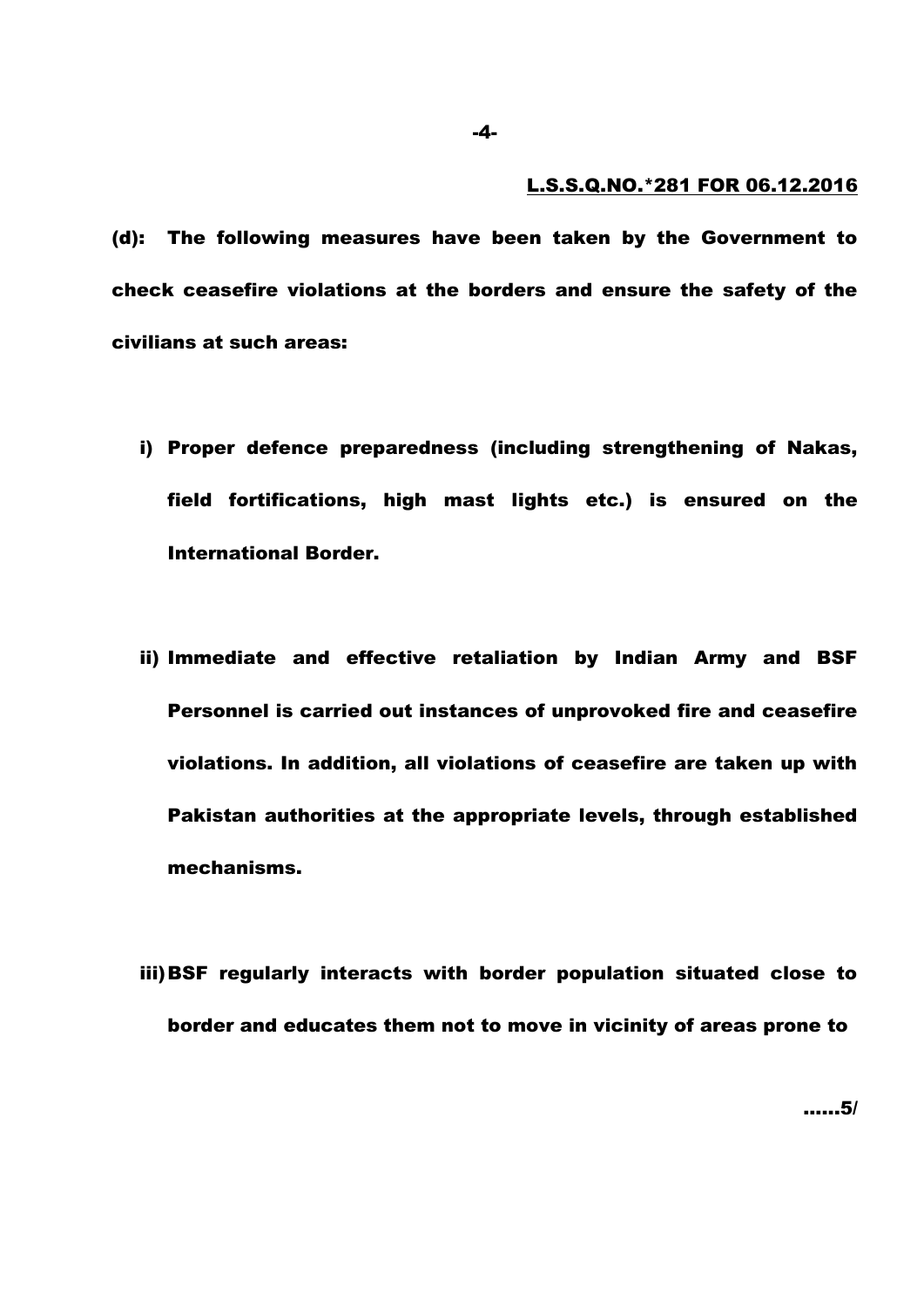**L.S.S.Q.NO.*281 FOR 06.12.2016**

**(d): The following measures have been taken by the Government to check ceasefire violations at the borders and ensure the safety of the civilians at such areas:**

**i) Proper defence preparedness (including strengthening of Nakas, field fortifications, high mast lights etc.) is ensured on the International Border.**

**ii) Immediate and effective retaliation by Indian Army and BSF Personnel is carried out instances of unprovoked fire and ceasefire violations. In addition, all violations of ceasefire are taken up with Pakistan authorities at the appropriate levels, through established mechanisms.**

**iii) BSF regularly interacts with border population situated close to border and educates them not to move in vicinity of areas prone to**

**......5/**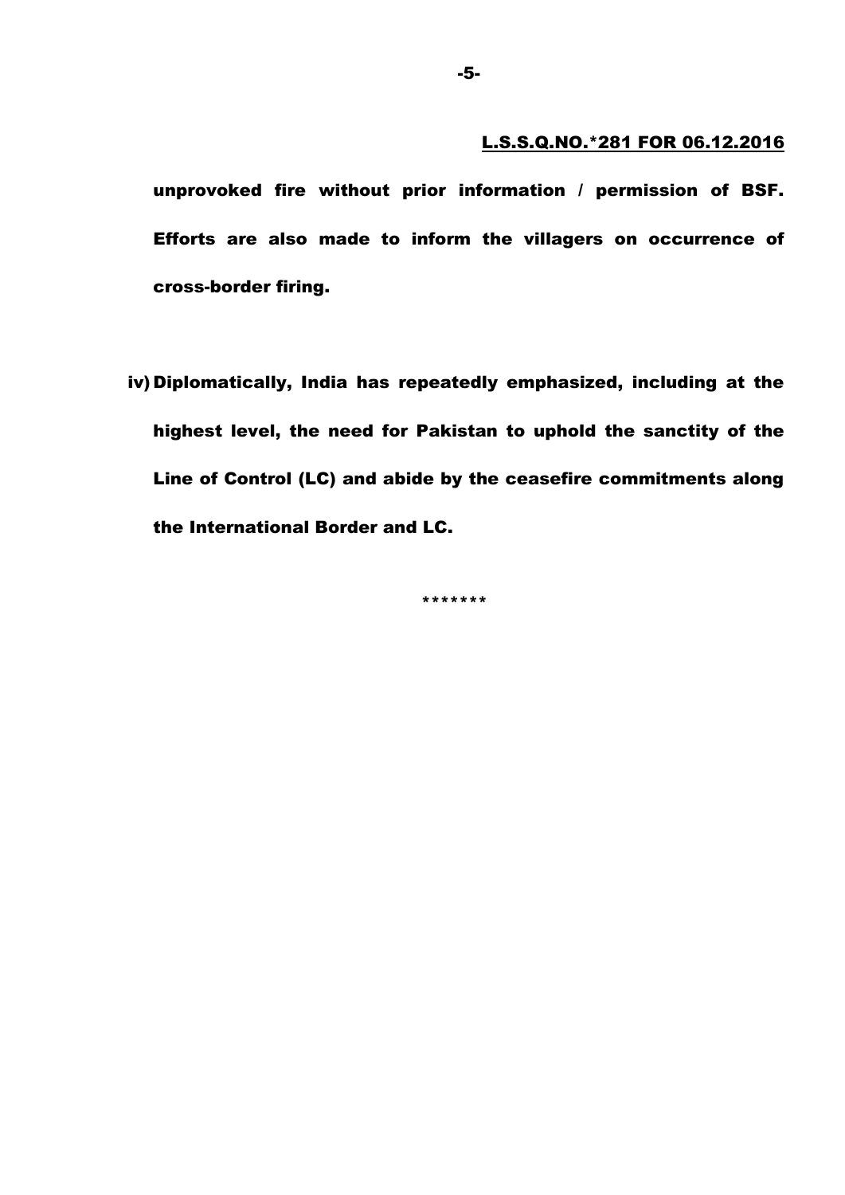unprovoked fire without prior information / permission of BSF. Efforts are also made to inform the villagers on occurrence of cross-border firing.

iv) Diplomatically, India has repeatedly emphasized, including at the highest level, the need for Pakistan to uphold the sanctity of the Line of Control (LC) and abide by the ceasefire commitments along the International Border and LC.

*******